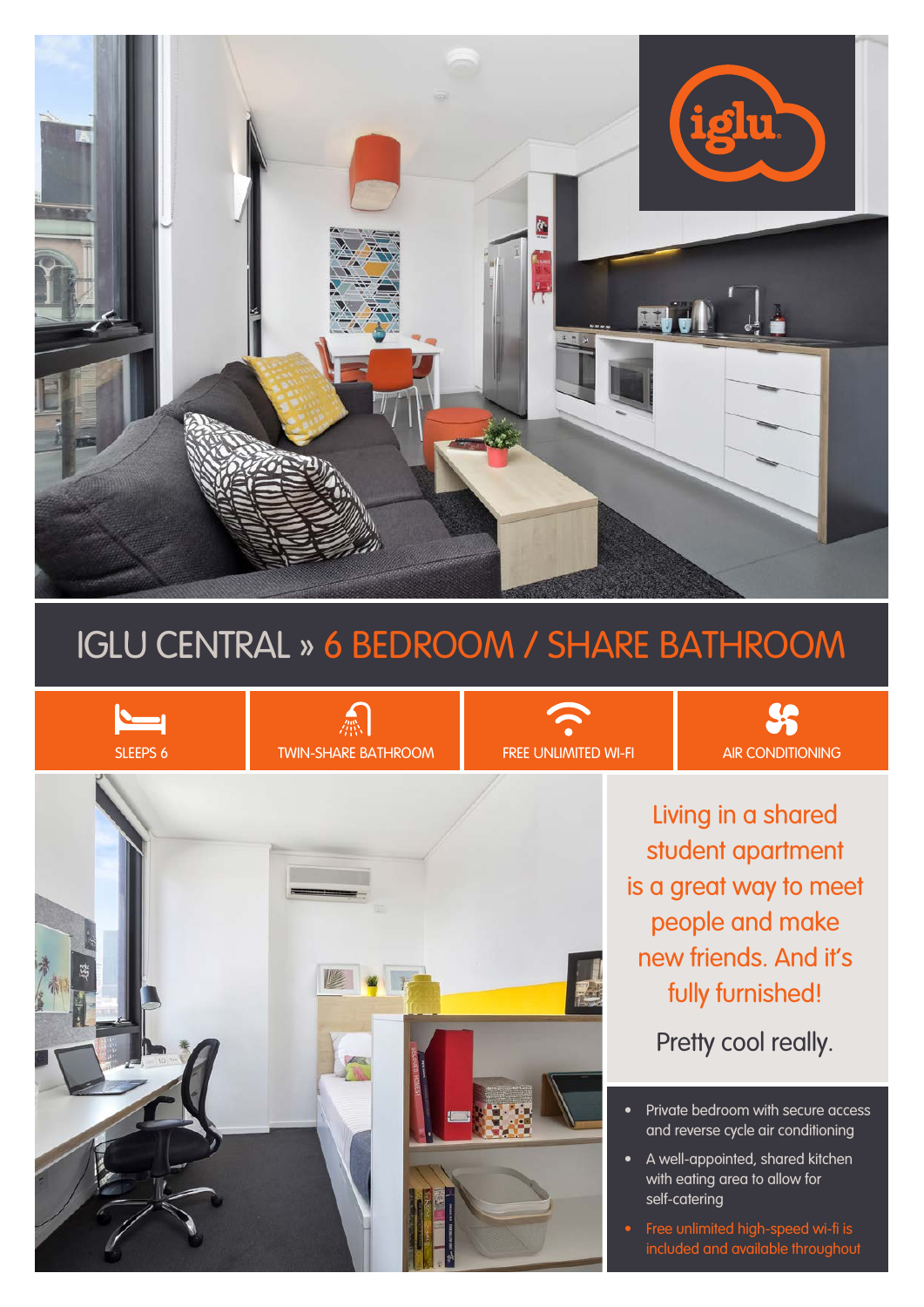iglu

# IGLU CENTRAL » 6 BEDROOM / SHARE BATHROOM

SLEEPS 6

TWIN-SHARE BATHROOM

FREE UNLIMITED WI-FI

AIR CONDITIONING

Living in a shared student apartment is a great way to meet people and make new friends. And it's fully furnished!

Pretty cool really.

- Private bedroom with secure access and reverse cycle air conditioning
- A well-appointed, shared kitchen with eating area to allow for self-catering
- Free unlimited high-speed wi-fi is included and available throughout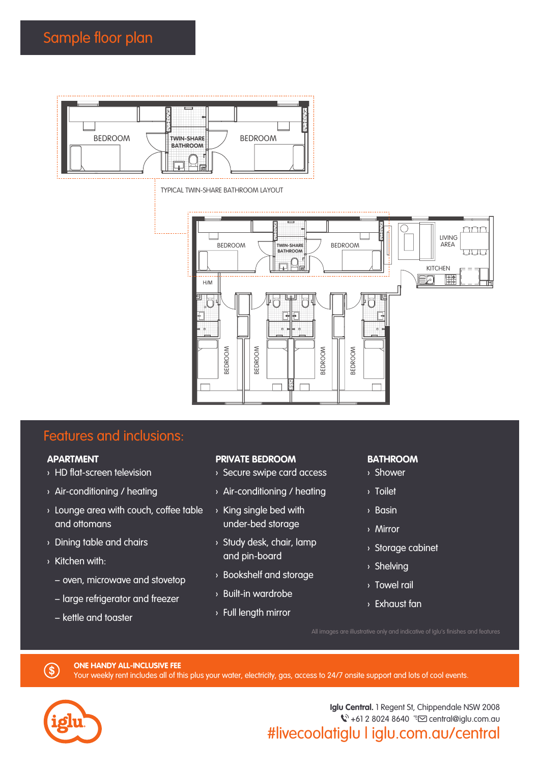# Sample floor plan

BEDROOM
TWIN-SHARE BATHROOM
BEDROOM

TYPICAL TWIN-SHARE BATHROOM LAYOUT

BEDROOM
TWIN-SHARE BATHROOM
BEDROOM
LIVING AREA
KITCHEN
H/M
BEDROOM
BEDROOM
BEDROOM
BEDROOM

## Features and inclusions:

**APARTMENT**

- HD flat-screen television
- Air-conditioning / heating
- Lounge area with couch, coffee table and ottomans
- Dining table and chairs
- Kitchen with:
  - oven, microwave and stovetop
  - large refrigerator and freezer
  - kettle and toaster

**PRIVATE BEDROOM**

- Secure swipe card access
- Air-conditioning / heating
- King single bed with under-bed storage
- Study desk, chair, lamp and pin-board
- Bookshelf and storage
- Built-in wardrobe
- Full length mirror

**BATHROOM**

- Shower
- Toilet
- Basin
- Mirror
- Storage cabinet
- Shelving
- Towel rail
- Exhaust fan

All images are illustrative only and indicative of Iglu's finishes and features

**ONE HANDY ALL-INCLUSIVE FEE**
Your weekly rent includes all of this plus your water, electricity, gas, access to 24/7 onsite support and lots of cool events.

iglu

**Iglu Central.** 1 Regent St, Chippendale NSW 2008
+61 2 8024 8640 central@iglu.com.au
#livecoolatiglu | iglu.com.au/central